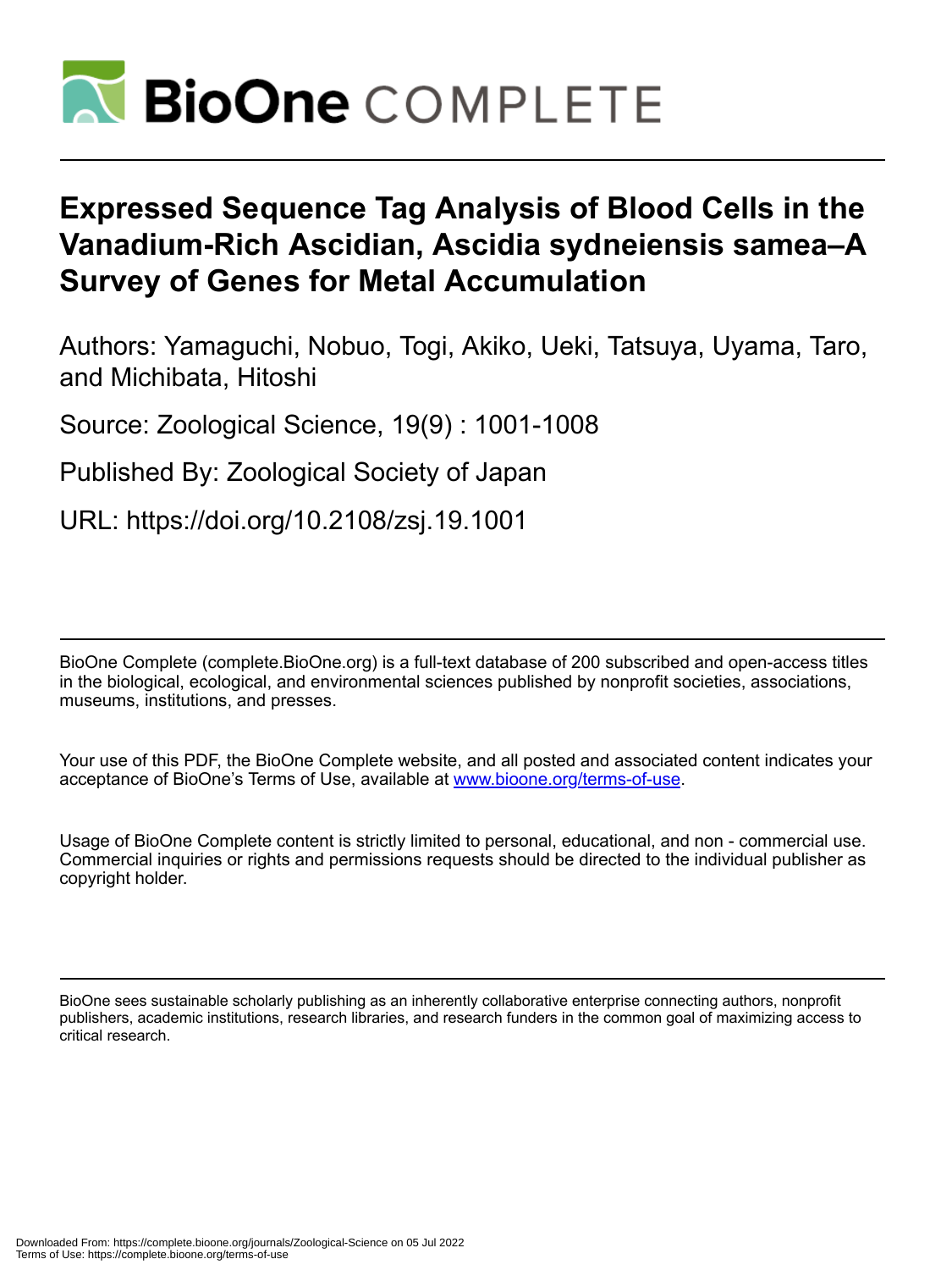# Expressed Sequence Tag Analysis of Blood Cells in the Vanadium-Rich Ascidian, Ascidia sydneiensis samea–A Survey of Genes for Metal Accumulation

Authors: Yamaguchi, Nobuo, Togi, Akiko, Ueki, Tatsuya, Uyama, Taro, and Michibata, Hitoshi

Source: Zoological Science, 19(9) : 1001-1008

Published By: Zoological Society of Japan

URL: https://doi.org/10.2108/zsj.19.1001

---

BioOne Complete (complete.BioOne.org) is a full-text database of 200 subscribed and open-access titles in the biological, ecological, and environmental sciences published by nonprofit societies, associations, museums, institutions, and presses.

Your use of this PDF, the BioOne Complete website, and all posted and associated content indicates your acceptance of BioOne's Terms of Use, available at www.bioone.org/terms-of-use.

Usage of BioOne Complete content is strictly limited to personal, educational, and non - commercial use. Commercial inquiries or rights and permissions requests should be directed to the individual publisher as copyright holder.

---

BioOne sees sustainable scholarly publishing as an inherently collaborative enterprise connecting authors, nonprofit publishers, academic institutions, research libraries, and research funders in the common goal of maximizing access to critical research.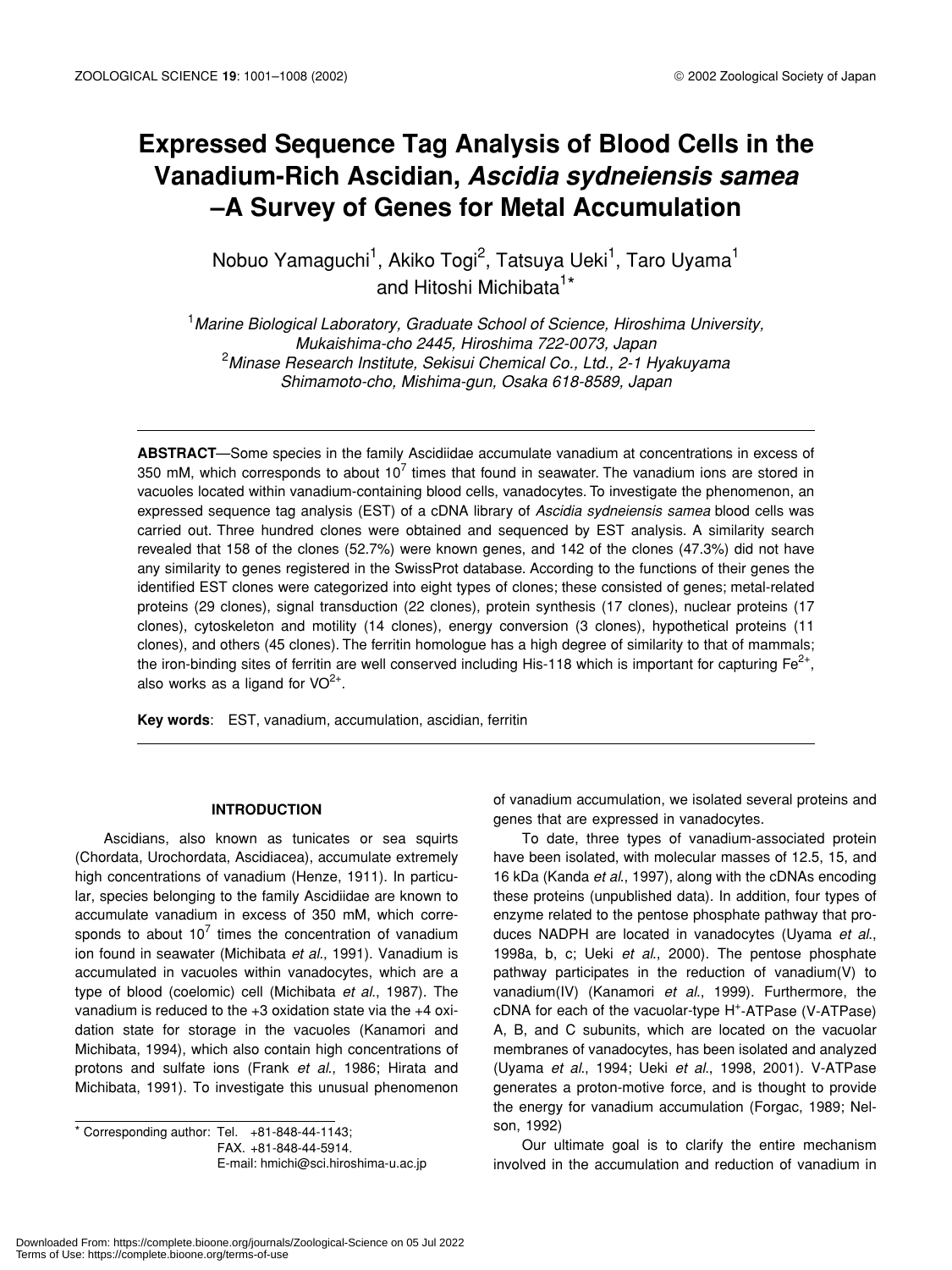# Expressed Sequence Tag Analysis of Blood Cells in the Vanadium-Rich Ascidian, *Ascidia sydneiensis samea* –A Survey of Genes for Metal Accumulation

Nobuo Yamaguchi[1], Akiko Togi[2], Tatsuya Ueki[1], Taro Uyama[1] and Hitoshi Michibata[1]*

[1]*Marine Biological Laboratory, Graduate School of Science, Hiroshima University, Mukaishima-cho 2445, Hiroshima 722-0073, Japan*
[2]*Minase Research Institute, Sekisui Chemical Co., Ltd., 2-1 Hyakuyama Shimamoto-cho, Mishima-gun, Osaka 618-8589, Japan*

**ABSTRACT**—Some species in the family Ascidiidae accumulate vanadium at concentrations in excess of 350 mM, which corresponds to about $10^7$ times that found in seawater. The vanadium ions are stored in vacuoles located within vanadium-containing blood cells, vanadocytes. To investigate the phenomenon, an expressed sequence tag analysis (EST) of a cDNA library of *Ascidia sydneiensis samea* blood cells was carried out. Three hundred clones were obtained and sequenced by EST analysis. A similarity search revealed that 158 of the clones (52.7%) were known genes, and 142 of the clones (47.3%) did not have any similarity to genes registered in the SwissProt database. According to the functions of their genes the identified EST clones were categorized into eight types of clones; these consisted of genes; metal-related proteins (29 clones), signal transduction (22 clones), protein synthesis (17 clones), nuclear proteins (17 clones), cytoskeleton and motility (14 clones), energy conversion (3 clones), hypothetical proteins (11 clones), and others (45 clones). The ferritin homologue has a high degree of similarity to that of mammals; the iron-binding sites of ferritin are well conserved including His-118 which is important for capturing $Fe^{2+}$, also works as a ligand for $VO^{2+}$.

**Key words**: EST, vanadium, accumulation, ascidian, ferritin

## INTRODUCTION

Ascidians, also known as tunicates or sea squirts (Chordata, Urochordata, Ascidiacea), accumulate extremely high concentrations of vanadium (Henze, 1911). In particular, species belonging to the family Ascidiidae are known to accumulate vanadium in excess of 350 mM, which corresponds to about $10^7$ times the concentration of vanadium ion found in seawater (Michibata *et al*., 1991). Vanadium is accumulated in vacuoles within vanadocytes, which are a type of blood (coelomic) cell (Michibata *et al*., 1987). The vanadium is reduced to the +3 oxidation state via the +4 oxidation state for storage in the vacuoles (Kanamori and Michibata, 1994), which also contain high concentrations of protons and sulfate ions (Frank *et al*., 1986; Hirata and Michibata, 1991). To investigate this unusual phenomenon of vanadium accumulation, we isolated several proteins and genes that are expressed in vanadocytes.

To date, three types of vanadium-associated protein have been isolated, with molecular masses of 12.5, 15, and 16 kDa (Kanda *et al*., 1997), along with the cDNAs encoding these proteins (unpublished data). In addition, four types of enzyme related to the pentose phosphate pathway that produces NADPH are located in vanadocytes (Uyama *et al*., 1998a, b, c; Ueki *et al*., 2000). The pentose phosphate pathway participates in the reduction of vanadium(V) to vanadium(IV) (Kanamori *et al*., 1999). Furthermore, the cDNA for each of the vacuolar-type $H^+$-ATPase (V-ATPase) A, B, and C subunits, which are located on the vacuolar membranes of vanadocytes, has been isolated and analyzed (Uyama *et al*., 1994; Ueki *et al*., 1998, 2001). V-ATPase generates a proton-motive force, and is thought to provide the energy for vanadium accumulation (Forgac, 1989; Nelson, 1992)

Our ultimate goal is to clarify the entire mechanism involved in the accumulation and reduction of vanadium in

* Corresponding author: Tel. +81-848-44-1143;
FAX. +81-848-44-5914.
E-mail: hmichi@sci.hiroshima-u.ac.jp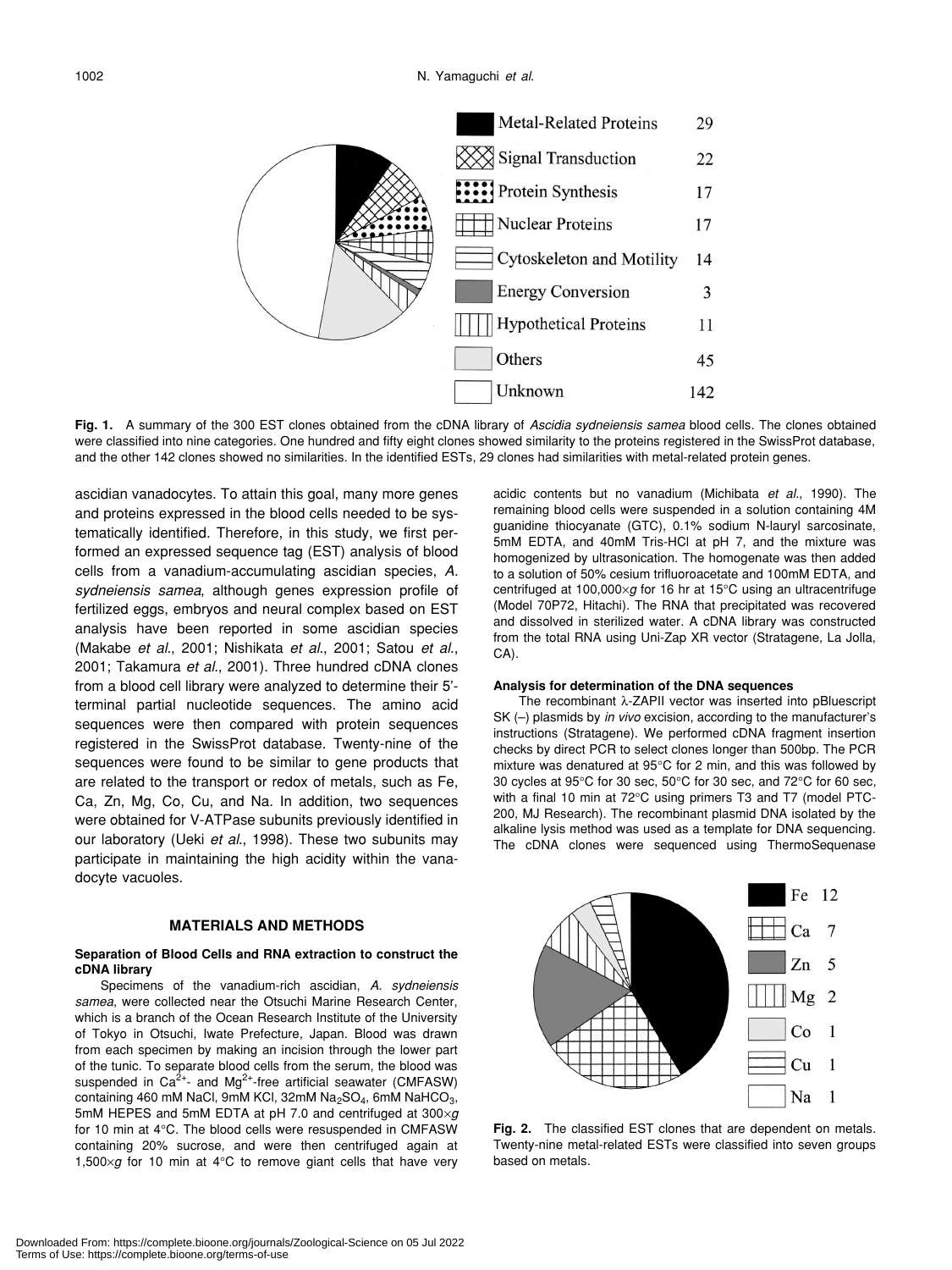| | |
|---|---|
| Metal-Related Proteins | 29 |
| Signal Transduction | 22 |
| Protein Synthesis | 17 |
| Nuclear Proteins | 17 |
| Cytoskeleton and Motility | 14 |
| Energy Conversion | 3 |
| Hypothetical Proteins | 11 |
| Others | 45 |
| Unknown | 142 |

**Fig. 1.** A summary of the 300 EST clones obtained from the cDNA library of *Ascidia sydneiensis samea* blood cells. The clones obtained were classified into nine categories. One hundred and fifty eight clones showed similarity to the proteins registered in the SwissProt database, and the other 142 clones showed no similarities. In the identified ESTs, 29 clones had similarities with metal-related protein genes.

ascidian vanadocytes. To attain this goal, many more genes and proteins expressed in the blood cells needed to be systematically identified. Therefore, in this study, we first performed an expressed sequence tag (EST) analysis of blood cells from a vanadium-accumulating ascidian species, *A. sydneiensis samea*, although genes expression profile of fertilized eggs, embryos and neural complex based on EST analysis have been reported in some ascidian species (Makabe *et al*., 2001; Nishikata *et al*., 2001; Satou *et al*., 2001; Takamura *et al*., 2001). Three hundred cDNA clones from a blood cell library were analyzed to determine their 5'-terminal partial nucleotide sequences. The amino acid sequences were then compared with protein sequences registered in the SwissProt database. Twenty-nine of the sequences were found to be similar to gene products that are related to the transport or redox of metals, such as Fe, Ca, Zn, Mg, Co, Cu, and Na. In addition, two sequences were obtained for V-ATPase subunits previously identified in our laboratory (Ueki *et al*., 1998). These two subunits may participate in maintaining the high acidity within the vanadocyte vacuoles.

## MATERIALS AND METHODS

### Separation of Blood Cells and RNA extraction to construct the cDNA library

Specimens of the vanadium-rich ascidian, *A. sydneiensis samea*, were collected near the Otsuchi Marine Research Center, which is a branch of the Ocean Research Institute of the University of Tokyo in Otsuchi, Iwate Prefecture, Japan. Blood was drawn from each specimen by making an incision through the lower part of the tunic. To separate blood cells from the serum, the blood was suspended in $Ca^{2+}$- and $Mg^{2+}$-free artificial seawater (CMFASW) containing 460 mM NaCl, 9mM KCl, 32mM $Na_2SO_4$, 6mM $NaHCO_3$, 5mM HEPES and 5mM EDTA at pH 7.0 and centrifuged at 300×*g* for 10 min at 4°C. The blood cells were resuspended in CMFASW containing 20% sucrose, and were then centrifuged again at 1,500×*g* for 10 min at 4°C to remove giant cells that have very acidic contents but no vanadium (Michibata *et al*., 1990). The remaining blood cells were suspended in a solution containing 4M guanidine thiocyanate (GTC), 0.1% sodium N-lauryl sarcosinate, 5mM EDTA, and 40mM Tris-HCl at pH 7, and the mixture was homogenized by ultrasonication. The homogenate was then added to a solution of 50% cesium trifluoroacetate and 100mM EDTA, and centrifuged at 100,000×*g* for 16 hr at 15°C using an ultracentrifuge (Model 70P72, Hitachi). The RNA that precipitated was recovered and dissolved in sterilized water. A cDNA library was constructed from the total RNA using Uni-Zap XR vector (Stratagene, La Jolla, CA).

### Analysis for determination of the DNA sequences

The recombinant λ-ZAPII vector was inserted into pBluescript SK (–) plasmids by *in vivo* excision, according to the manufacturer's instructions (Stratagene). We performed cDNA fragment insertion checks by direct PCR to select clones longer than 500bp. The PCR mixture was denatured at 95°C for 2 min, and this was followed by 30 cycles at 95°C for 30 sec, 50°C for 30 sec, and 72°C for 60 sec, with a final 10 min at 72°C using primers T3 and T7 (model PTC-200, MJ Research). The recombinant plasmid DNA isolated by the alkaline lysis method was used as a template for DNA sequencing. The cDNA clones were sequenced using ThermoSequenase

| | |
|---|---|
| Fe | 12 |
| Ca | 7 |
| Zn | 5 |
| Mg | 2 |
| Co | 1 |
| Cu | 1 |
| Na | 1 |

**Fig. 2.** The classified EST clones that are dependent on metals. Twenty-nine metal-related ESTs were classified into seven groups based on metals.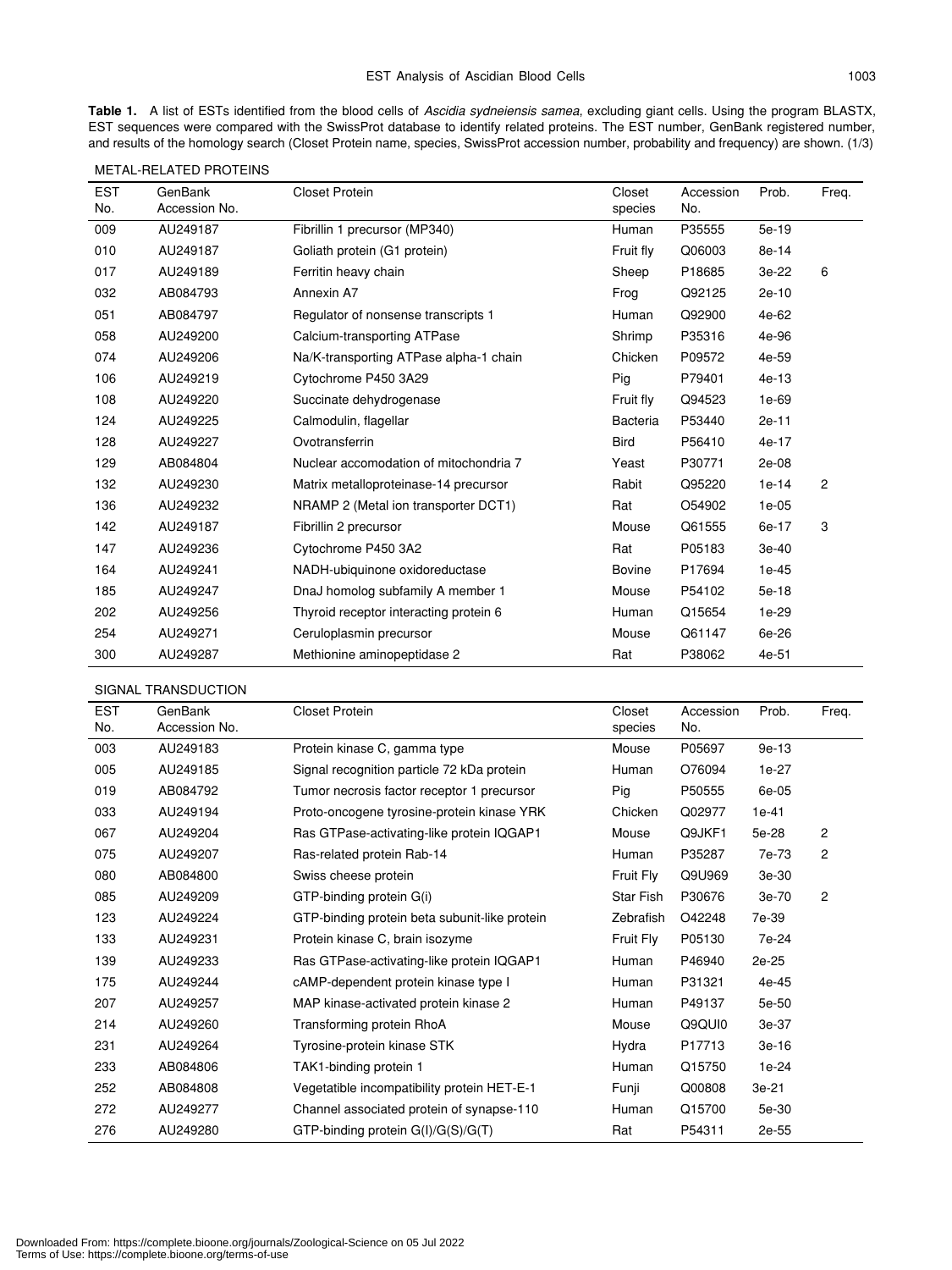**Table 1.** A list of ESTs identified from the blood cells of *Ascidia sydneiensis samea*, excluding giant cells. Using the program BLASTX, EST sequences were compared with the SwissProt database to identify related proteins. The EST number, GenBank registered number, and results of the homology search (Closet Protein name, species, SwissProt accession number, probability and frequency) are shown. (1/3)

METAL-RELATED PROTEINS

| EST No. | GenBank Accession No. | Closet Protein | Closet species | Accession No. | Prob. | Freq. |
|---|---|---|---|---|---|---|
| 009 | AU249187 | Fibrillin 1 precursor (MP340) | Human | P35555 | 5e-19 | |
| 010 | AU249187 | Goliath protein (G1 protein) | Fruit fly | Q06003 | 8e-14 | |
| 017 | AU249189 | Ferritin heavy chain | Sheep | P18685 | 3e-22 | 6 |
| 032 | AB084793 | Annexin A7 | Frog | Q92125 | 2e-10 | |
| 051 | AB084797 | Regulator of nonsense transcripts 1 | Human | Q92900 | 4e-62 | |
| 058 | AU249200 | Calcium-transporting ATPase | Shrimp | P35316 | 4e-96 | |
| 074 | AU249206 | Na/K-transporting ATPase alpha-1 chain | Chicken | P09572 | 4e-59 | |
| 106 | AU249219 | Cytochrome P450 3A29 | Pig | P79401 | 4e-13 | |
| 108 | AU249220 | Succinate dehydrogenase | Fruit fly | Q94523 | 1e-69 | |
| 124 | AU249225 | Calmodulin, flagellar | Bacteria | P53440 | 2e-11 | |
| 128 | AU249227 | Ovotransferrin | Bird | P56410 | 4e-17 | |
| 129 | AB084804 | Nuclear accomodation of mitochondria 7 | Yeast | P30771 | 2e-08 | |
| 132 | AU249230 | Matrix metalloproteinase-14 precursor | Rabit | Q95220 | 1e-14 | 2 |
| 136 | AU249232 | NRAMP 2 (Metal ion transporter DCT1) | Rat | O54902 | 1e-05 | |
| 142 | AU249187 | Fibrillin 2 precursor | Mouse | Q61555 | 6e-17 | 3 |
| 147 | AU249236 | Cytochrome P450 3A2 | Rat | P05183 | 3e-40 | |
| 164 | AU249241 | NADH-ubiquinone oxidoreductase | Bovine | P17694 | 1e-45 | |
| 185 | AU249247 | DnaJ homolog subfamily A member 1 | Mouse | P54102 | 5e-18 | |
| 202 | AU249256 | Thyroid receptor interacting protein 6 | Human | Q15654 | 1e-29 | |
| 254 | AU249271 | Ceruloplasmin precursor | Mouse | Q61147 | 6e-26 | |
| 300 | AU249287 | Methionine aminopeptidase 2 | Rat | P38062 | 4e-51 | |

SIGNAL TRANSDUCTION

| EST No. | GenBank Accession No. | Closet Protein | Closet species | Accession No. | Prob. | Freq. |
|---|---|---|---|---|---|---|
| 003 | AU249183 | Protein kinase C, gamma type | Mouse | P05697 | 9e-13 | |
| 005 | AU249185 | Signal recognition particle 72 kDa protein | Human | O76094 | 1e-27 | |
| 019 | AB084792 | Tumor necrosis factor receptor 1 precursor | Pig | P50555 | 6e-05 | |
| 033 | AU249194 | Proto-oncogene tyrosine-protein kinase YRK | Chicken | Q02977 | 1e-41 | |
| 067 | AU249204 | Ras GTPase-activating-like protein IQGAP1 | Mouse | Q9JKF1 | 5e-28 | 2 |
| 075 | AU249207 | Ras-related protein Rab-14 | Human | P35287 | 7e-73 | 2 |
| 080 | AB084800 | Swiss cheese protein | Fruit Fly | Q9U969 | 3e-30 | |
| 085 | AU249209 | GTP-binding protein G(i) | Star Fish | P30676 | 3e-70 | 2 |
| 123 | AU249224 | GTP-binding protein beta subunit-like protein | Zebrafish | O42248 | 7e-39 | |
| 133 | AU249231 | Protein kinase C, brain isozyme | Fruit Fly | P05130 | 7e-24 | |
| 139 | AU249233 | Ras GTPase-activating-like protein IQGAP1 | Human | P46940 | 2e-25 | |
| 175 | AU249244 | cAMP-dependent protein kinase type I | Human | P31321 | 4e-45 | |
| 207 | AU249257 | MAP kinase-activated protein kinase 2 | Human | P49137 | 5e-50 | |
| 214 | AU249260 | Transforming protein RhoA | Mouse | Q9QUI0 | 3e-37 | |
| 231 | AU249264 | Tyrosine-protein kinase STK | Hydra | P17713 | 3e-16 | |
| 233 | AB084806 | TAK1-binding protein 1 | Human | Q15750 | 1e-24 | |
| 252 | AB084808 | Vegetatible incompatibility protein HET-E-1 | Funji | Q00808 | 3e-21 | |
| 272 | AU249277 | Channel associated protein of synapse-110 | Human | Q15700 | 5e-30 | |
| 276 | AU249280 | GTP-binding protein G(I)/G(S)/G(T) | Rat | P54311 | 2e-55 | |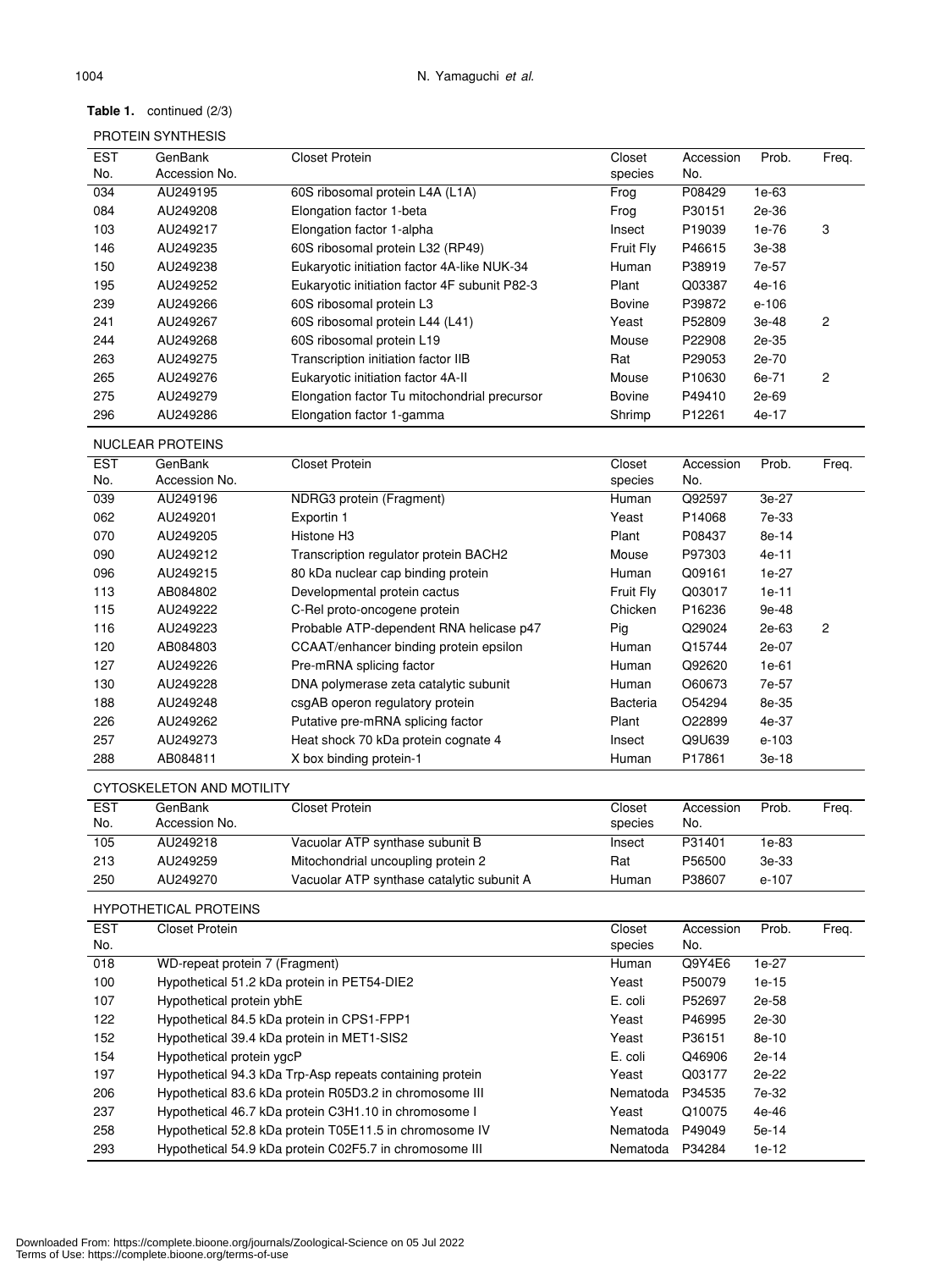**Table 1.** continued (2/3)

PROTEIN SYNTHESIS

| EST No. | GenBank Accession No. | Closet Protein | Closet species | Accession No. | Prob. | Freq. |
|---|---|---|---|---|---|---|
| 034 | AU249195 | 60S ribosomal protein L4A (L1A) | Frog | P08429 | 1e-63 | |
| 084 | AU249208 | Elongation factor 1-beta | Frog | P30151 | 2e-36 | |
| 103 | AU249217 | Elongation factor 1-alpha | Insect | P19039 | 1e-76 | 3 |
| 146 | AU249235 | 60S ribosomal protein L32 (RP49) | Fruit Fly | P46615 | 3e-38 | |
| 150 | AU249238 | Eukaryotic initiation factor 4A-like NUK-34 | Human | P38919 | 7e-57 | |
| 195 | AU249252 | Eukaryotic initiation factor 4F subunit P82-3 | Plant | Q03387 | 4e-16 | |
| 239 | AU249266 | 60S ribosomal protein L3 | Bovine | P39872 | e-106 | |
| 241 | AU249267 | 60S ribosomal protein L44 (L41) | Yeast | P52809 | 3e-48 | 2 |
| 244 | AU249268 | 60S ribosomal protein L19 | Mouse | P22908 | 2e-35 | |
| 263 | AU249275 | Transcription initiation factor IIB | Rat | P29053 | 2e-70 | |
| 265 | AU249276 | Eukaryotic initiation factor 4A-II | Mouse | P10630 | 6e-71 | 2 |
| 275 | AU249279 | Elongation factor Tu mitochondrial precursor | Bovine | P49410 | 2e-69 | |
| 296 | AU249286 | Elongation factor 1-gamma | Shrimp | P12261 | 4e-17 | |

NUCLEAR PROTEINS

| EST No. | GenBank Accession No. | Closet Protein | Closet species | Accession No. | Prob. | Freq. |
|---|---|---|---|---|---|---|
| 039 | AU249196 | NDRG3 protein (Fragment) | Human | Q92597 | 3e-27 | |
| 062 | AU249201 | Exportin 1 | Yeast | P14068 | 7e-33 | |
| 070 | AU249205 | Histone H3 | Plant | P08437 | 8e-14 | |
| 090 | AU249212 | Transcription regulator protein BACH2 | Mouse | P97303 | 4e-11 | |
| 096 | AU249215 | 80 kDa nuclear cap binding protein | Human | Q09161 | 1e-27 | |
| 113 | AB084802 | Developmental protein cactus | Fruit Fly | Q03017 | 1e-11 | |
| 115 | AU249222 | C-Rel proto-oncogene protein | Chicken | P16236 | 9e-48 | |
| 116 | AU249223 | Probable ATP-dependent RNA helicase p47 | Pig | Q29024 | 2e-63 | 2 |
| 120 | AB084803 | CCAAT/enhancer binding protein epsilon | Human | Q15744 | 2e-07 | |
| 127 | AU249226 | Pre-mRNA splicing factor | Human | Q92620 | 1e-61 | |
| 130 | AU249228 | DNA polymerase zeta catalytic subunit | Human | O60673 | 7e-57 | |
| 188 | AU249248 | csgAB operon regulatory protein | Bacteria | O54294 | 8e-35 | |
| 226 | AU249262 | Putative pre-mRNA splicing factor | Plant | O22899 | 4e-37 | |
| 257 | AU249273 | Heat shock 70 kDa protein cognate 4 | Insect | Q9U639 | e-103 | |
| 288 | AB084811 | X box binding protein-1 | Human | P17861 | 3e-18 | |

CYTOSKELETON AND MOTILITY

| EST No. | GenBank Accession No. | Closet Protein | Closet species | Accession No. | Prob. | Freq. |
|---|---|---|---|---|---|---|
| 105 | AU249218 | Vacuolar ATP synthase subunit B | Insect | P31401 | 1e-83 | |
| 213 | AU249259 | Mitochondrial uncoupling protein 2 | Rat | P56500 | 3e-33 | |
| 250 | AU249270 | Vacuolar ATP synthase catalytic subunit A | Human | P38607 | e-107 | |

HYPOTHETICAL PROTEINS

| EST No. | Closet Protein | Closet species | Accession No. | Prob. | Freq. |
|---|---|---|---|---|---|
| 018 | WD-repeat protein 7 (Fragment) | Human | Q9Y4E6 | 1e-27 | |
| 100 | Hypothetical 51.2 kDa protein in PET54-DIE2 | Yeast | P50079 | 1e-15 | |
| 107 | Hypothetical protein ybhE | E. coli | P52697 | 2e-58 | |
| 122 | Hypothetical 84.5 kDa protein in CPS1-FPP1 | Yeast | P46995 | 2e-30 | |
| 152 | Hypothetical 39.4 kDa protein in MET1-SIS2 | Yeast | P36151 | 8e-10 | |
| 154 | Hypothetical protein ygcP | E. coli | Q46906 | 2e-14 | |
| 197 | Hypothetical 94.3 kDa Trp-Asp repeats containing protein | Yeast | Q03177 | 2e-22 | |
| 206 | Hypothetical 83.6 kDa protein R05D3.2 in chromosome III | Nematoda | P34535 | 7e-32 | |
| 237 | Hypothetical 46.7 kDa protein C3H1.10 in chromosome I | Yeast | Q10075 | 4e-46 | |
| 258 | Hypothetical 52.8 kDa protein T05E11.5 in chromosome IV | Nematoda | P49049 | 5e-14 | |
| 293 | Hypothetical 54.9 kDa protein C02F5.7 in chromosome III | Nematoda | P34284 | 1e-12 | |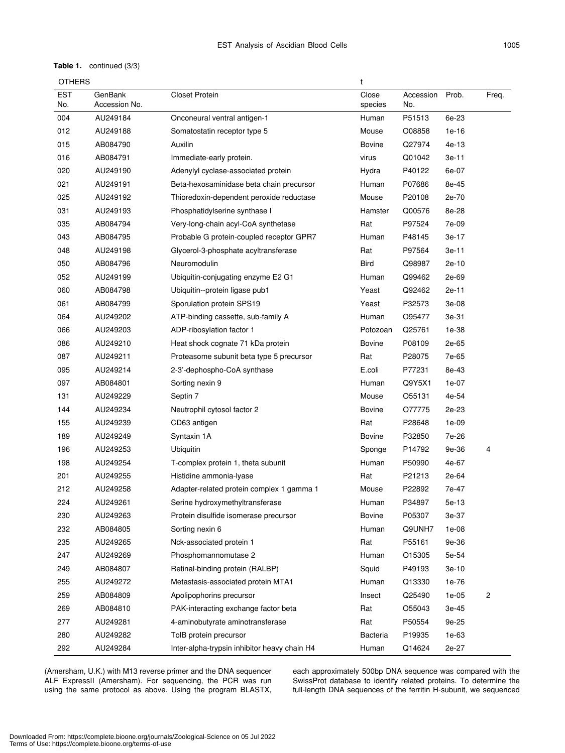**Table 1.** continued (3/3)

OTHERS

| EST No. | GenBank Accession No. | Closet Protein | Close species | Accession No. | Prob. | Freq. |
|---|---|---|---|---|---|---|
| 004 | AU249184 | Onconeural ventral antigen-1 | Human | P51513 | 6e-23 | |
| 012 | AU249188 | Somatostatin receptor type 5 | Mouse | O08858 | 1e-16 | |
| 015 | AB084790 | Auxilin | Bovine | Q27974 | 4e-13 | |
| 016 | AB084791 | Immediate-early protein. | virus | Q01042 | 3e-11 | |
| 020 | AU249190 | Adenylyl cyclase-associated protein | Hydra | P40122 | 6e-07 | |
| 021 | AU249191 | Beta-hexosaminidase beta chain precursor | Human | P07686 | 8e-45 | |
| 025 | AU249192 | Thioredoxin-dependent peroxide reductase | Mouse | P20108 | 2e-70 | |
| 031 | AU249193 | Phosphatidylserine synthase I | Hamster | Q00576 | 8e-28 | |
| 035 | AB084794 | Very-long-chain acyl-CoA synthetase | Rat | P97524 | 7e-09 | |
| 043 | AB084795 | Probable G protein-coupled receptor GPR7 | Human | P48145 | 3e-17 | |
| 048 | AU249198 | Glycerol-3-phosphate acyltransferase | Rat | P97564 | 3e-11 | |
| 050 | AB084796 | Neuromodulin | Bird | Q98987 | 2e-10 | |
| 052 | AU249199 | Ubiquitin-conjugating enzyme E2 G1 | Human | Q99462 | 2e-69 | |
| 060 | AB084798 | Ubiquitin--protein ligase pub1 | Yeast | Q92462 | 2e-11 | |
| 061 | AB084799 | Sporulation protein SPS19 | Yeast | P32573 | 3e-08 | |
| 064 | AU249202 | ATP-binding cassette, sub-family A | Human | O95477 | 3e-31 | |
| 066 | AU249203 | ADP-ribosylation factor 1 | Potozoan | Q25761 | 1e-38 | |
| 086 | AU249210 | Heat shock cognate 71 kDa protein | Bovine | P08109 | 2e-65 | |
| 087 | AU249211 | Proteasome subunit beta type 5 precursor | Rat | P28075 | 7e-65 | |
| 095 | AU249214 | 2-3'-dephospho-CoA synthase | E.coli | P77231 | 8e-43 | |
| 097 | AB084801 | Sorting nexin 9 | Human | Q9Y5X1 | 1e-07 | |
| 131 | AU249229 | Septin 7 | Mouse | O55131 | 4e-54 | |
| 144 | AU249234 | Neutrophil cytosol factor 2 | Bovine | O77775 | 2e-23 | |
| 155 | AU249239 | CD63 antigen | Rat | P28648 | 1e-09 | |
| 189 | AU249249 | Syntaxin 1A | Bovine | P32850 | 7e-26 | |
| 196 | AU249253 | Ubiquitin | Sponge | P14792 | 9e-36 | 4 |
| 198 | AU249254 | T-complex protein 1, theta subunit | Human | P50990 | 4e-67 | |
| 201 | AU249255 | Histidine ammonia-lyase | Rat | P21213 | 2e-64 | |
| 212 | AU249258 | Adapter-related protein complex 1 gamma 1 | Mouse | P22892 | 7e-47 | |
| 224 | AU249261 | Serine hydroxymethyltransferase | Human | P34897 | 5e-13 | |
| 230 | AU249263 | Protein disulfide isomerase precursor | Bovine | P05307 | 3e-37 | |
| 232 | AB084805 | Sorting nexin 6 | Human | Q9UNH7 | 1e-08 | |
| 235 | AU249265 | Nck-associated protein 1 | Rat | P55161 | 9e-36 | |
| 247 | AU249269 | Phosphomannomutase 2 | Human | O15305 | 5e-54 | |
| 249 | AB084807 | Retinal-binding protein (RALBP) | Squid | P49193 | 3e-10 | |
| 255 | AU249272 | Metastasis-associated protein MTA1 | Human | Q13330 | 1e-76 | |
| 259 | AB084809 | Apolipophorins precursor | Insect | Q25490 | 1e-05 | 2 |
| 269 | AB084810 | PAK-interacting exchange factor beta | Rat | O55043 | 3e-45 | |
| 277 | AU249281 | 4-aminobutyrate aminotransferase | Rat | P50554 | 9e-25 | |
| 280 | AU249282 | TolB protein precursor | Bacteria | P19935 | 1e-63 | |
| 292 | AU249284 | Inter-alpha-trypsin inhibitor heavy chain H4 | Human | Q14624 | 2e-27 | |

(Amersham, U.K.) with M13 reverse primer and the DNA sequencer ALF ExpressII (Amersham). For sequencing, the PCR was run using the same protocol as above. Using the program BLASTX, each approximately 500bp DNA sequence was compared with the SwissProt database to identify related proteins. To determine the full-length DNA sequences of the ferritin H-subunit, we sequenced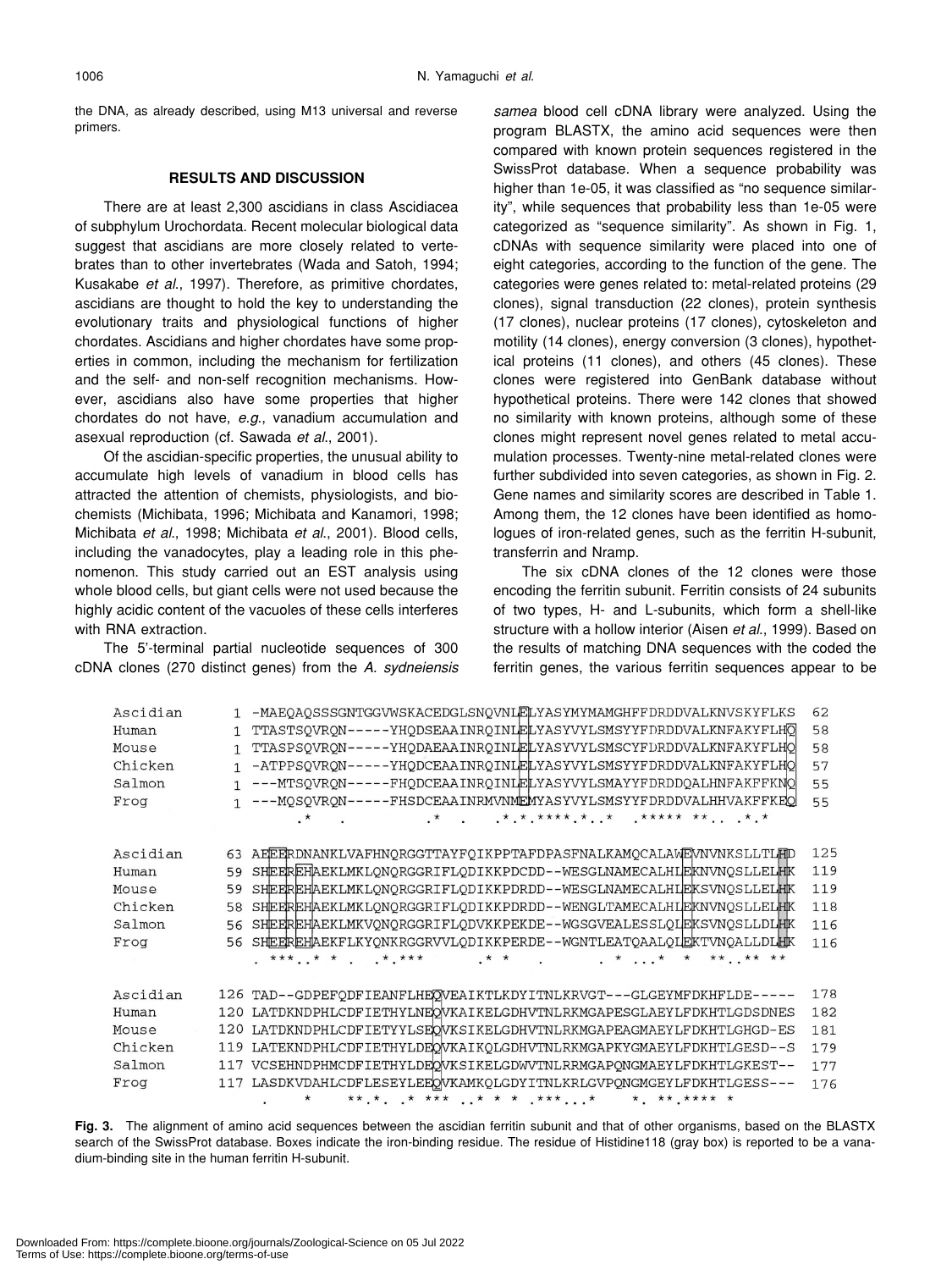the DNA, as already described, using M13 universal and reverse primers.

## RESULTS AND DISCUSSION

There are at least 2,300 ascidians in class Ascidiacea of subphylum Urochordata. Recent molecular biological data suggest that ascidians are more closely related to vertebrates than to other invertebrates (Wada and Satoh, 1994; Kusakabe *et al*., 1997). Therefore, as primitive chordates, ascidians are thought to hold the key to understanding the evolutionary traits and physiological functions of higher chordates. Ascidians and higher chordates have some properties in common, including the mechanism for fertilization and the self- and non-self recognition mechanisms. However, ascidians also have some properties that higher chordates do not have, *e.g.*, vanadium accumulation and asexual reproduction (cf. Sawada *et al*., 2001).

Of the ascidian-specific properties, the unusual ability to accumulate high levels of vanadium in blood cells has attracted the attention of chemists, physiologists, and biochemists (Michibata, 1996; Michibata and Kanamori, 1998; Michibata *et al*., 1998; Michibata *et al*., 2001). Blood cells, including the vanadocytes, play a leading role in this phenomenon. This study carried out an EST analysis using whole blood cells, but giant cells were not used because the highly acidic content of the vacuoles of these cells interferes with RNA extraction.

The 5'-terminal partial nucleotide sequences of 300 cDNA clones (270 distinct genes) from the *A. sydneiensis samea* blood cell cDNA library were analyzed. Using the program BLASTX, the amino acid sequences were then compared with known protein sequences registered in the SwissProt database. When a sequence probability was higher than 1e-05, it was classified as "no sequence similarity", while sequences that probability less than 1e-05 were categorized as "sequence similarity". As shown in Fig. 1, cDNAs with sequence similarity were placed into one of eight categories, according to the function of the gene. The categories were genes related to: metal-related proteins (29 clones), signal transduction (22 clones), protein synthesis (17 clones), nuclear proteins (17 clones), cytoskeleton and motility (14 clones), energy conversion (3 clones), hypothetical proteins (11 clones), and others (45 clones). These clones were registered into GenBank database without hypothetical proteins. There were 142 clones that showed no similarity with known proteins, although some of these clones might represent novel genes related to metal accumulation processes. Twenty-nine metal-related clones were further subdivided into seven categories, as shown in Fig. 2. Gene names and similarity scores are described in Table 1. Among them, the 12 clones have been identified as homologues of iron-related genes, such as the ferritin H-subunit, transferrin and Nramp.

The six cDNA clones of the 12 clones were those encoding the ferritin subunit. Ferritin consists of 24 subunits of two types, H- and L-subunits, which form a shell-like structure with a hollow interior (Aisen *et al*., 1999). Based on the results of matching DNA sequences with the coded the ferritin genes, the various ferritin sequences appear to be

```
Ascidian   1 -MAEQAQSSSGNTGGVWSKACEDGLSNQVNLELYASYMYMAMGHFFDRDDVALKNVSKYFLKS   62
Human      1 TTASTSQVRQN-----YHQDSEAAINRQINLELYASYVYLSMSYYFDRDDVALKNFAKYFLHQ   58
Mouse      1 TTASPSQVRQN-----YHQDAEAAINRQINLELYASYVYLSMSCYFDRDDVALKNFAKYFLHQ   58
Chicken    1 -ATPPSQVRQN-----YHQDCEAAINRQINLELYASYVYLSMSYYFDRDDVALKNFAKYFLHQ   57
Salmon     1 ---MTSQVRQN-----FHQDCEAAINRQINLELYASYVYLSMAYYFDRDDQALHNFAKFFKNQ   55
Frog       1 ---MQSQVRQN-----FHSDCEAAINRMVNMEMYASYVYLSMSYYFDRDDVALHHVAKFFKEQ   55
                  .*   .         .*  .   .*.*.****.*..*  .***** **.. .*.*

Ascidian  63 AEEERDNANKLVAFHNQRGGTTAYFQIKPPTAFDPASFNALKAMQCALAWEVNVNKSLLTLHD  125
Human     59 SHEEREHAEKLMKLQNQRGGRIFLQDIKKPDCDD--WESGLNAMECALHLEKNVNQSLLELHK  119
Mouse     59 SHEEREHAEKLMKLQNQRGGRIFLQDIKKPDRDD--WESGLNAMECALHLEKSVNQSLLELHK  119
Chicken   58 SHEEREHAEKLMKLQNQRGGRIFLQDIKKPDRDD--WENGLTAMECALHLEKNVNQSLLELHK  118
Salmon    56 SHEEREHAEKLMKVQNQRGGRIFLQDVKKPEKDE--WGSGVEALESSLQLEKSVNQSLLDLHK  116
Frog      56 SHEEREHAEKFLKYQNKRGGRVVLQDIKKPERDE--WGNTLEATQAALQLEKTVNQALLDLHK  116
             . ***..* * .  .*.***       .* *   .       . * ...*  *  **..** **

Ascidian 126 TAD--GDPEFQDFIEANFLHEQVEAIKTLKDYITNLKRVGT---GLGEYMFDKHFLDE-----  178
Human    120 LATDKNDPHLCDFIETHYLNEQVKAIKELGDHVTNLRKMGAPESGLAEYLFDKHTLGDSDNES  182
Mouse    120 LATDKNDPHLCDFIETYYLSEQVKSIKELGDHVTNLRKMGAPEAGMAEYLFDKHTLGHGD-ES  181
Chicken  119 LATEKNDPHLCDFIETHYLDEQVKAIKQLGDHVTNLRKMGAPKYGMAEYLFDKHTLGESD--S  179
Salmon   117 VCSEHNDPHMCDFIETHYLDEQVKSIKELGDWVTNLRRMGAPQNGMAEYLFDKHTLGKEST--  177
Frog     117 LASDKVDAHLCDFLESEYLEEQVKAMKQLGDYITNLKRLGVPQNGMGEYLFDKHTLGESS---  176
               .     *     **.*.  .* ***  ..* * *  .***...*     *. **.**** *
```

**Fig. 3.** The alignment of amino acid sequences between the ascidian ferritin subunit and that of other organisms, based on the BLASTX search of the SwissProt database. Boxes indicate the iron-binding residue. The residue of Histidine118 (gray box) is reported to be a vanadium-binding site in the human ferritin H-subunit.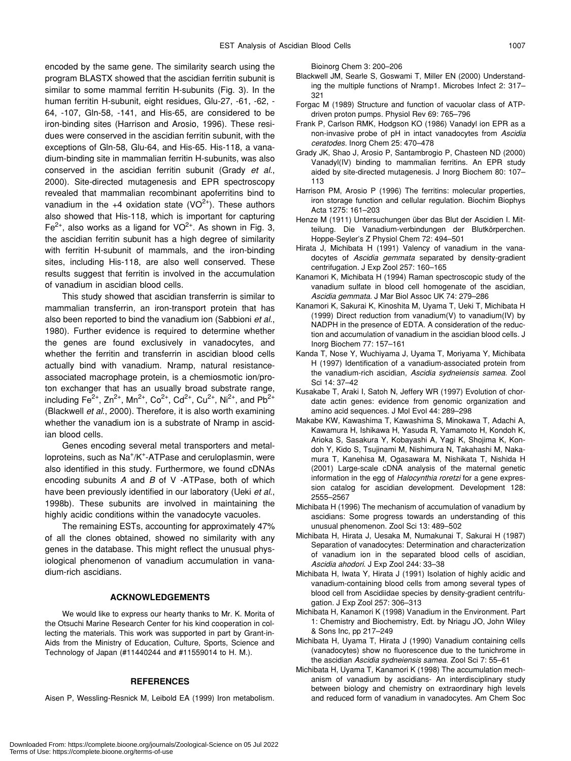encoded by the same gene. The similarity search using the program BLASTX showed that the ascidian ferritin subunit is similar to some mammal ferritin H-subunits (Fig. 3). In the human ferritin H-subunit, eight residues, Glu-27, -61, -62, -64, -107, Gln-58, -141, and His-65, are considered to be iron-binding sites (Harrison and Arosio, 1996). These residues were conserved in the ascidian ferritin subunit, with the exceptions of Gln-58, Glu-64, and His-65. His-118, a vanadium-binding site in mammalian ferritin H-subunits, was also conserved in the ascidian ferritin subunit (Grady *et al.*, 2000). Site-directed mutagenesis and EPR spectroscopy revealed that mammalian recombinant apoferritins bind to vanadium in the +4 oxidation state ($VO^{2+}$). These authors also showed that His-118, which is important for capturing $Fe^{2+}$, also works as a ligand for $VO^{2+}$. As shown in Fig. 3, the ascidian ferritin subunit has a high degree of similarity with ferritin H-subunit of mammals, and the iron-binding sites, including His-118, are also well conserved. These results suggest that ferritin is involved in the accumulation of vanadium in ascidian blood cells.

This study showed that ascidian transferrin is similar to mammalian transferrin, an iron-transport protein that has also been reported to bind the vanadium ion (Sabbioni *et al.*, 1980). Further evidence is required to determine whether the genes are found exclusively in vanadocytes, and whether the ferritin and transferrin in ascidian blood cells actually bind with vanadium. Nramp, natural resistance-associated macrophage protein, is a chemiosmotic ion/proton exchanger that has an usually broad substrate range, including $Fe^{2+}$, $Zn^{2+}$, $Mn^{2+}$, $Co^{2+}$, $Cd^{2+}$, $Cu^{2+}$, $Ni^{2+}$, and $Pb^{2+}$ (Blackwell *et al.*, 2000). Therefore, it is also worth examining whether the vanadium ion is a substrate of Nramp in ascidian blood cells.

Genes encoding several metal transporters and metalloproteins, such as $Na^+/K^+$-ATPase and ceruloplasmin, were also identified in this study. Furthermore, we found cDNAs encoding subunits *A* and *B* of V -ATPase, both of which have been previously identified in our laboratory (Ueki *et al.*, 1998b). These subunits are involved in maintaining the highly acidic conditions within the vanadocyte vacuoles.

The remaining ESTs, accounting for approximately 47% of all the clones obtained, showed no similarity with any genes in the database. This might reflect the unusual physiological phenomenon of vanadium accumulation in vanadium-rich ascidians.

## ACKNOWLEDGEMENTS

We would like to express our hearty thanks to Mr. K. Morita of the Otsuchi Marine Research Center for his kind cooperation in collecting the materials. This work was supported in part by Grant-in-Aids from the Ministry of Education, Culture, Sports, Science and Technology of Japan (#11440244 and #11559014 to H. M.).

## REFERENCES

Aisen P, Wessling-Resnick M, Leibold EA (1999) Iron metabolism. Bioinorg Chem 3: 200–206

Blackwell JM, Searle S, Goswami T, Miller EN (2000) Understanding the multiple functions of Nramp1. Microbes Infect 2: 317–321

Forgac M (1989) Structure and function of vacuolar class of ATP-driven proton pumps. Physiol Rev 69: 765–796

Frank P, Carlson RMK, Hodgson KO (1986) Vanadyl ion EPR as a non-invasive probe of pH in intact vanadocytes from *Ascidia ceratodes*. Inorg Chem 25: 470–478

Grady JK, Shao J, Arosio P, Santambrogio P, Chasteen ND (2000) Vanadyl(IV) binding to mammalian ferritins. An EPR study aided by site-directed mutagenesis. J Inorg Biochem 80: 107–113

Harrison PM, Arosio P (1996) The ferritins: molecular properties, iron storage function and cellular regulation. Biochim Biophys Acta 1275: 161–203

Henze M (1911) Untersuchungen über das Blut der Ascidien I. Mitteilung. Die Vanadium-verbindungen der Blutkörperchen. Hoppe-Seyler's Z Physiol Chem 72: 494–501

Hirata J, Michibata H (1991) Valency of vanadium in the vanadocytes of *Ascidia gemmata* separated by density-gradient centrifugation. J Exp Zool 257: 160–165

Kanamori K, Michibata H (1994) Raman spectroscopic study of the vanadium sulfate in blood cell homogenate of the ascidian, *Ascidia gemmata*. J Mar Biol Assoc UK 74: 279–286

Kanamori K, Sakurai K, Kinoshita M, Uyama T, Ueki T, Michibata H (1999) Direct reduction from vanadium(V) to vanadium(IV) by NADPH in the presence of EDTA. A consideration of the reduction and accumulation of vanadium in the ascidian blood cells. J Inorg Biochem 77: 157–161

Kanda T, Nose Y, Wuchiyama J, Uyama T, Moriyama Y, Michibata H (1997) Identification of a vanadium-associated protein from the vanadium-rich ascidian, *Ascidia sydneiensis samea*. Zool Sci 14: 37–42

Kusakabe T, Araki I, Satoh N, Jeffery WR (1997) Evolution of chordate actin genes: evidence from genomic organization and amino acid sequences. J Mol Evol 44: 289–298

Makabe KW, Kawashima T, Kawashima S, Minokawa T, Adachi A, Kawamura H, Ishikawa H, Yasuda R, Yamamoto H, Kondoh K, Arioka S, Sasakura Y, Kobayashi A, Yagi K, Shojima K, Kondoh Y, Kido S, Tsujinami M, Nishimura N, Takahashi M, Nakamura T, Kanehisa M, Ogasawara M, Nishikata T, Nishida H (2001) Large-scale cDNA analysis of the maternal genetic information in the egg of *Halocynthia roretzi* for a gene expression catalog for ascidian development. Development 128: 2555–2567

Michibata H (1996) The mechanism of accumulation of vanadium by ascidians: Some progress towards an understanding of this unusual phenomenon. Zool Sci 13: 489–502

Michibata H, Hirata J, Uesaka M, Numakunai T, Sakurai H (1987) Separation of vanadocytes: Determination and characterization of vanadium ion in the separated blood cells of ascidian, *Ascidia ahodori*. J Exp Zool 244: 33–38

Michibata H, Iwata Y, Hirata J (1991) Isolation of highly acidic and vanadium-containing blood cells from among several types of blood cell from Ascidiidae species by density-gradient centrifugation. J Exp Zool 257: 306–313

Michibata H, Kanamori K (1998) Vanadium in the Environment. Part 1: Chemistry and Biochemistry, Edt. by Nriagu JO, John Wiley & Sons Inc, pp 217–249

Michibata H, Uyama T, Hirata J (1990) Vanadium containing cells (vanadocytes) show no fluorescence due to the tunichrome in the ascidian *Ascidia sydneiensis samea*. Zool Sci 7: 55–61

Michibata H, Uyama T, Kanamori K (1998) The accumulation mechanism of vanadium by ascidians- An interdisciplinary study between biology and chemistry on extraordinary high levels and reduced form of vanadium in vanadocytes. Am Chem Soc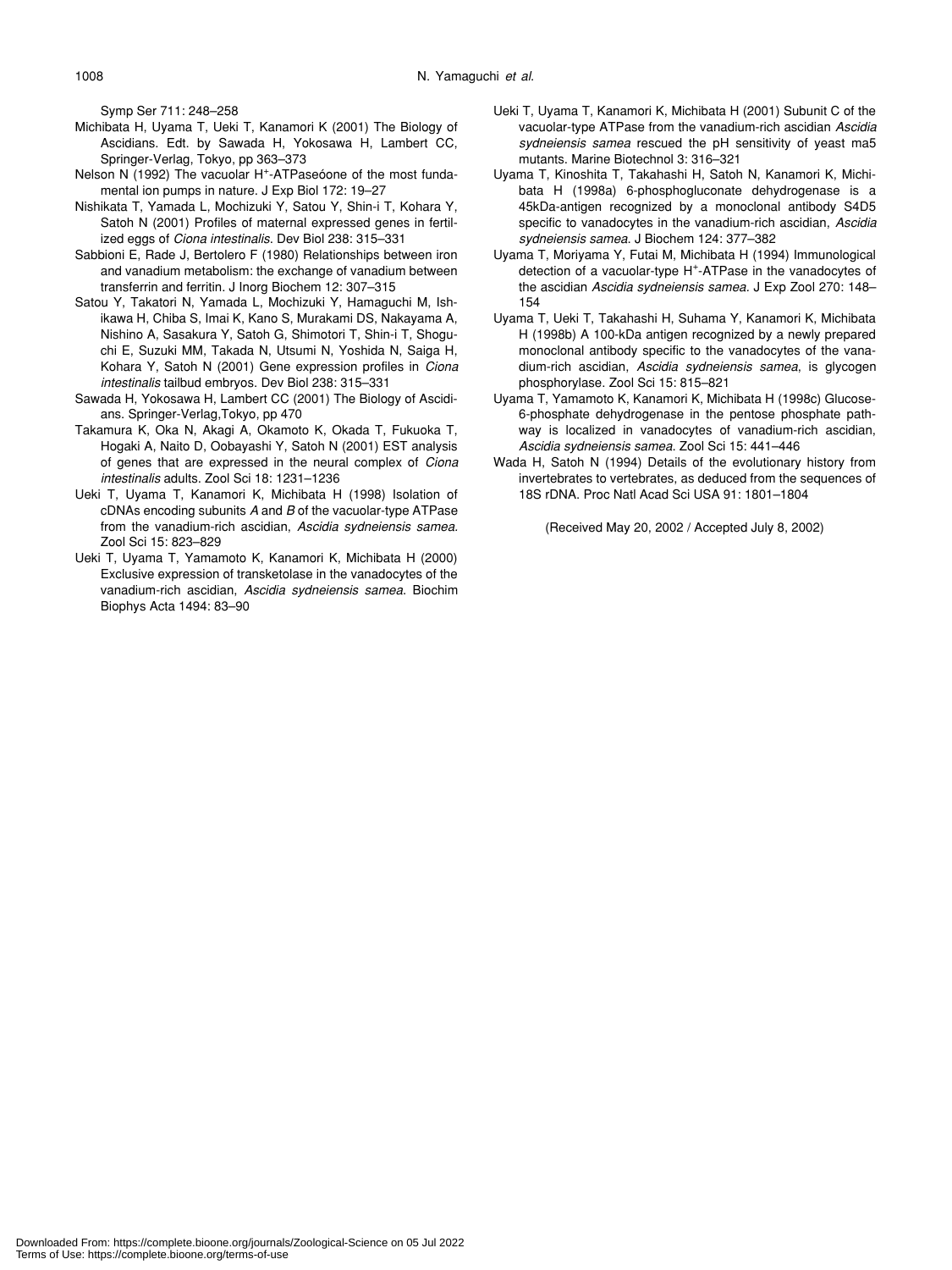Symp Ser 711: 248–258

Michibata H, Uyama T, Ueki T, Kanamori K (2001) The Biology of Ascidians. Edt. by Sawada H, Yokosawa H, Lambert CC, Springer-Verlag, Tokyo, pp 363–373

Nelson N (1992) The vacuolar $H^+$-ATPaseóone of the most fundamental ion pumps in nature. J Exp Biol 172: 19–27

Nishikata T, Yamada L, Mochizuki Y, Satou Y, Shin-i T, Kohara Y, Satoh N (2001) Profiles of maternal expressed genes in fertilized eggs of *Ciona intestinalis*. Dev Biol 238: 315–331

Sabbioni E, Rade J, Bertolero F (1980) Relationships between iron and vanadium metabolism: the exchange of vanadium between transferrin and ferritin. J Inorg Biochem 12: 307–315

Satou Y, Takatori N, Yamada L, Mochizuki Y, Hamaguchi M, Ishikawa H, Chiba S, Imai K, Kano S, Murakami DS, Nakayama A, Nishino A, Sasakura Y, Satoh G, Shimotori T, Shin-i T, Shoguchi E, Suzuki MM, Takada N, Utsumi N, Yoshida N, Saiga H, Kohara Y, Satoh N (2001) Gene expression profiles in *Ciona intestinalis* tailbud embryos. Dev Biol 238: 315–331

Sawada H, Yokosawa H, Lambert CC (2001) The Biology of Ascidians. Springer-Verlag,Tokyo, pp 470

Takamura K, Oka N, Akagi A, Okamoto K, Okada T, Fukuoka T, Hogaki A, Naito D, Oobayashi Y, Satoh N (2001) EST analysis of genes that are expressed in the neural complex of *Ciona intestinalis* adults. Zool Sci 18: 1231–1236

Ueki T, Uyama T, Kanamori K, Michibata H (1998) Isolation of cDNAs encoding subunits *A* and *B* of the vacuolar-type ATPase from the vanadium-rich ascidian, *Ascidia sydneiensis samea*. Zool Sci 15: 823–829

Ueki T, Uyama T, Yamamoto K, Kanamori K, Michibata H (2000) Exclusive expression of transketolase in the vanadocytes of the vanadium-rich ascidian, *Ascidia sydneiensis samea*. Biochim Biophys Acta 1494: 83–90

Ueki T, Uyama T, Kanamori K, Michibata H (2001) Subunit C of the vacuolar-type ATPase from the vanadium-rich ascidian *Ascidia sydneiensis samea* rescued the pH sensitivity of yeast ma5 mutants. Marine Biotechnol 3: 316–321

Uyama T, Kinoshita T, Takahashi H, Satoh N, Kanamori K, Michibata H (1998a) 6-phosphogluconate dehydrogenase is a 45kDa-antigen recognized by a monoclonal antibody S4D5 specific to vanadocytes in the vanadium-rich ascidian, *Ascidia sydneiensis samea*. J Biochem 124: 377–382

Uyama T, Moriyama Y, Futai M, Michibata H (1994) Immunological detection of a vacuolar-type $H^+$-ATPase in the vanadocytes of the ascidian *Ascidia sydneiensis samea*. J Exp Zool 270: 148–154

Uyama T, Ueki T, Takahashi H, Suhama Y, Kanamori K, Michibata H (1998b) A 100-kDa antigen recognized by a newly prepared monoclonal antibody specific to the vanadocytes of the vanadium-rich ascidian, *Ascidia sydneiensis samea*, is glycogen phosphorylase. Zool Sci 15: 815–821

Uyama T, Yamamoto K, Kanamori K, Michibata H (1998c) Glucose-6-phosphate dehydrogenase in the pentose phosphate pathway is localized in vanadocytes of vanadium-rich ascidian, *Ascidia sydneiensis samea*. Zool Sci 15: 441–446

Wada H, Satoh N (1994) Details of the evolutionary history from invertebrates to vertebrates, as deduced from the sequences of 18S rDNA. Proc Natl Acad Sci USA 91: 1801–1804

(Received May 20, 2002 / Accepted July 8, 2002)